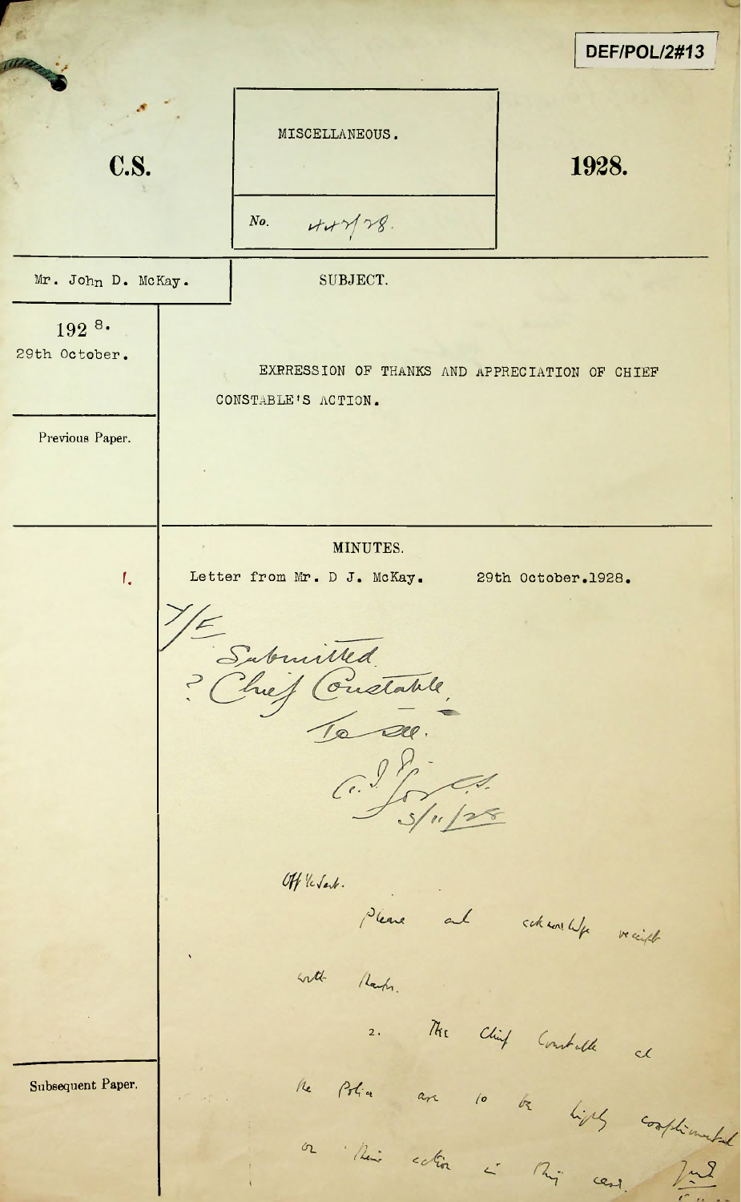DEF/POL/2#13

**C.S.**

MISCELLANEOUS.

No. 447/28.

**1928.**

Mr. John D. McKay.

SUBJECT.

192 8.
29th October.

EXPRESSION OF THANKS AND APPRECIATION OF CHIEF CONSTABLE'S ACTION.

Previous Paper.

MINUTES.

1. Letter from Mr. D J. McKay. 29th October.1928.

Y/E

Submitted
? Chief Constable
to see.

C. J. ? C.S.
5/11/28

Off. the Sect.

Please ack. acknowledge receipt with thanks.

2. The Chief Constable and the Police are to be highly complimented on their action in this case.

Subsequent Paper.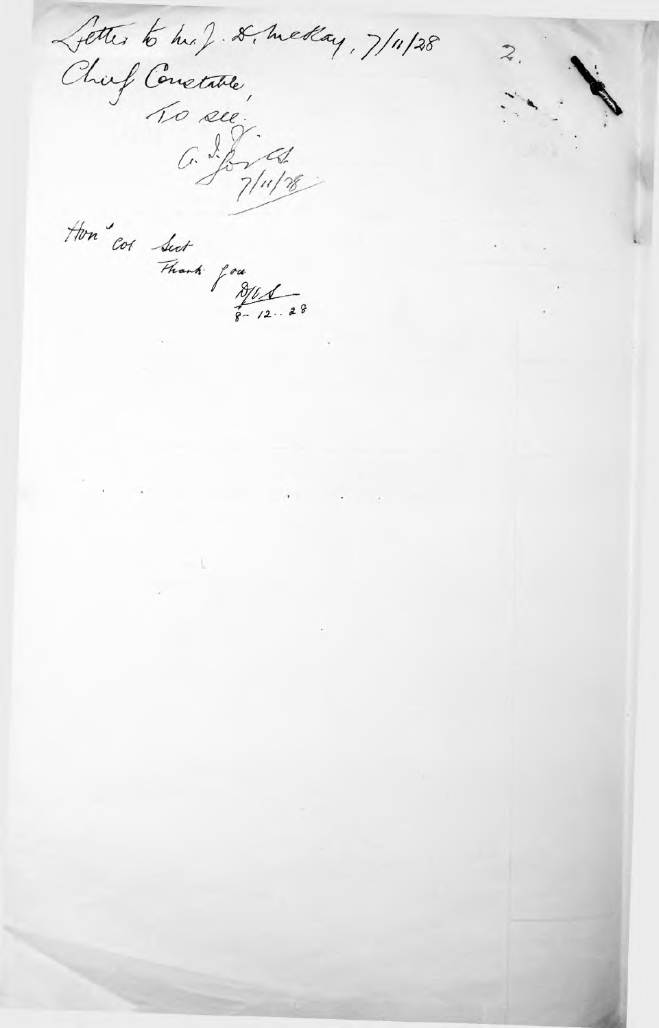Letter to Mr. J. D. McKay, 7/11/28

Chief Constable,

To see.

A. D. Fords
7/11/28

Hon'ble Col Secy

Thank you

D.C.S.
8-12-28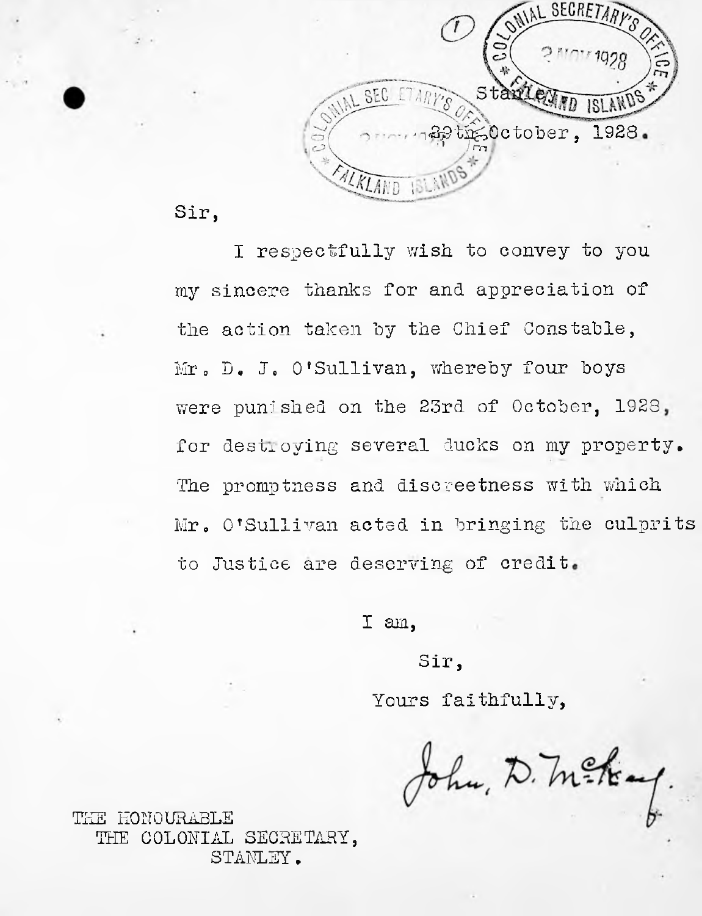(1)

COLONIAL SECRETARY'S OFFICE
2 NOV 1928
FALKLAND ISLANDS

COLONIAL SECRETARY'S OFFICE
FALKLAND ISLANDS

Stanley,

29th October, 1928.

Sir,

I respectfully wish to convey to you my sincere thanks for and appreciation of the action taken by the Chief Constable, Mr. D. J. O'Sullivan, whereby four boys were punished on the 23rd of October, 1928, for destroying several ducks on my property. The promptness and discreetness with which Mr. O'Sullivan acted in bringing the culprits to Justice are deserving of credit.

I am,

Sir,

Yours faithfully,

John. D. McKay.

THE HONOURABLE
THE COLONIAL SECRETARY,
STANLEY.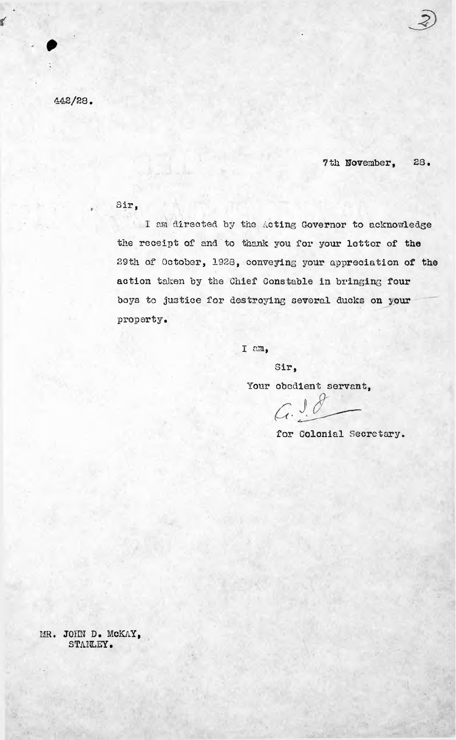442/28.

7th November, 28.

Sir,

I am directed by the Acting Governor to acknowledge the receipt of and to thank you for your letter of the 29th of October, 1928, conveying your appreciation of the action taken by the Chief Constable in bringing four boys to justice for destroying several ducks on your property.

I am,

Sir,

Your obedient servant,

G. J. F.

for Colonial Secretary.

MR. JOHN D. McKAY,
STANLEY.